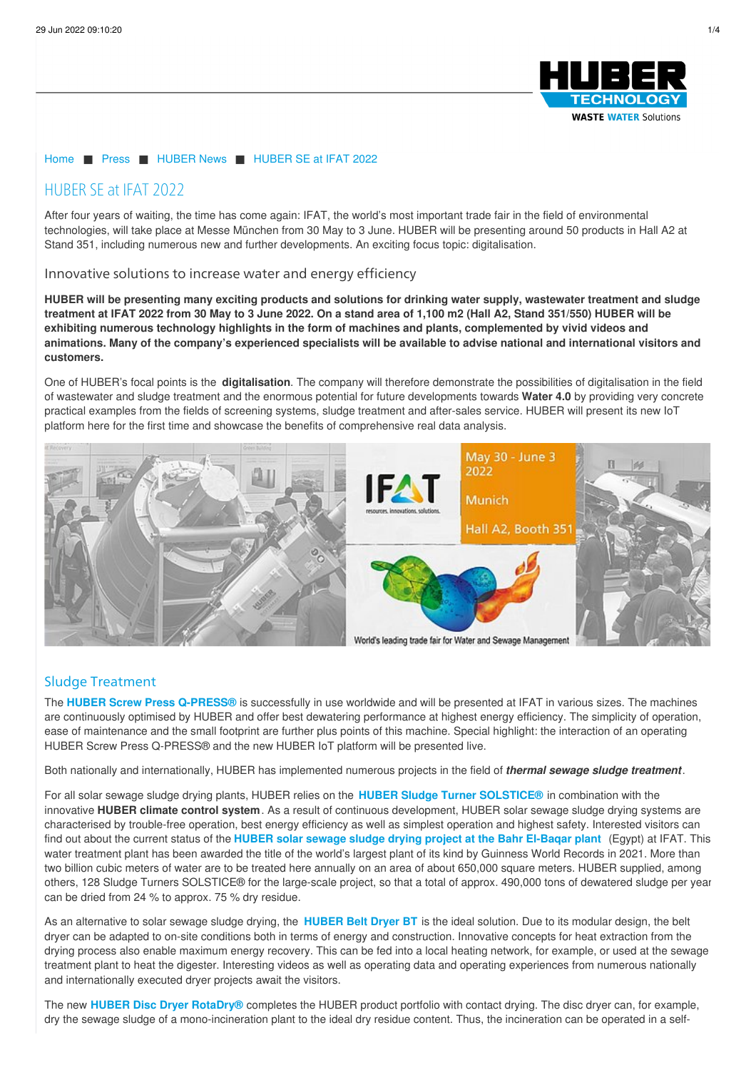Home ■ Press ■ HUBER News ■ HUBER SE at IFAT 2022

# HUBER SE at IFAT 2022

After four years of waiting, the time has come again: IFAT, the world's most important trade fair in the field of environmental technologies, will take place at Messe München from 30 May to 3 June. HUBER will be presenting around 50 products in Hall A2 at Stand 351, including numerous new and further developments. An exciting focus topic: digitalisation.

## Innovative solutions to increase water and energy efficiency

**HUBER will be presenting many exciting products and solutions for drinking water supply, wastewater treatment and sludge treatment at IFAT 2022 from 30 May to 3 June 2022. On a stand area of 1,100 m2 (Hall A2, Stand 351/550) HUBER will be exhibiting numerous technology highlights in the form of machines and plants, complemented by vivid videos and animations. Many of the company's experienced specialists will be available to advise national and international visitors and customers.**

One of HUBER's focal points is the **digitalisation**. The company will therefore demonstrate the possibilities of digitalisation in the field of wastewater and sludge treatment and the enormous potential for future developments towards **Water 4.0** by providing very concrete practical examples from the fields of screening systems, sludge treatment and after-sales service. HUBER will present its new IoT platform here for the first time and showcase the benefits of comprehensive real data analysis.

## Sludge Treatment

The **HUBER Screw Press Q-PRESS®** is successfully in use worldwide and will be presented at IFAT in various sizes. The machines are continuously optimised by HUBER and offer best dewatering performance at highest energy efficiency. The simplicity of operation, ease of maintenance and the small footprint are further plus points of this machine. Special highlight: the interaction of an operating HUBER Screw Press Q-PRESS® and the new HUBER IoT platform will be presented live.

Both nationally and internationally, HUBER has implemented numerous projects in the field of ***thermal sewage sludge treatment***.

For all solar sewage sludge drying plants, HUBER relies on the **HUBER Sludge Turner SOLSTICE®** in combination with the innovative **HUBER climate control system**. As a result of continuous development, HUBER solar sewage sludge drying systems are characterised by trouble-free operation, best energy efficiency as well as simplest operation and highest safety. Interested visitors can find out about the current status of the **HUBER solar sewage sludge drying project at the Bahr El-Baqar plant** (Egypt) at IFAT. This water treatment plant has been awarded the title of the world's largest plant of its kind by Guinness World Records in 2021. More than two billion cubic meters of water are to be treated here annually on an area of about 650,000 square meters. HUBER supplied, among others, 128 Sludge Turners SOLSTICE® for the large-scale project, so that a total of approx. 490,000 tons of dewatered sludge per year can be dried from 24 % to approx. 75 % dry residue.

As an alternative to solar sewage sludge drying, the **HUBER Belt Dryer BT** is the ideal solution. Due to its modular design, the belt dryer can be adapted to on-site conditions both in terms of energy and construction. Innovative concepts for heat extraction from the drying process also enable maximum energy recovery. This can be fed into a local heating network, for example, or used at the sewage treatment plant to heat the digester. Interesting videos as well as operating data and operating experiences from numerous nationally and internationally executed dryer projects await the visitors.

The new **HUBER Disc Dryer RotaDry®** completes the HUBER product portfolio with contact drying. The disc dryer can, for example, dry the sewage sludge of a mono-incineration plant to the ideal dry residue content. Thus, the incineration can be operated in a self-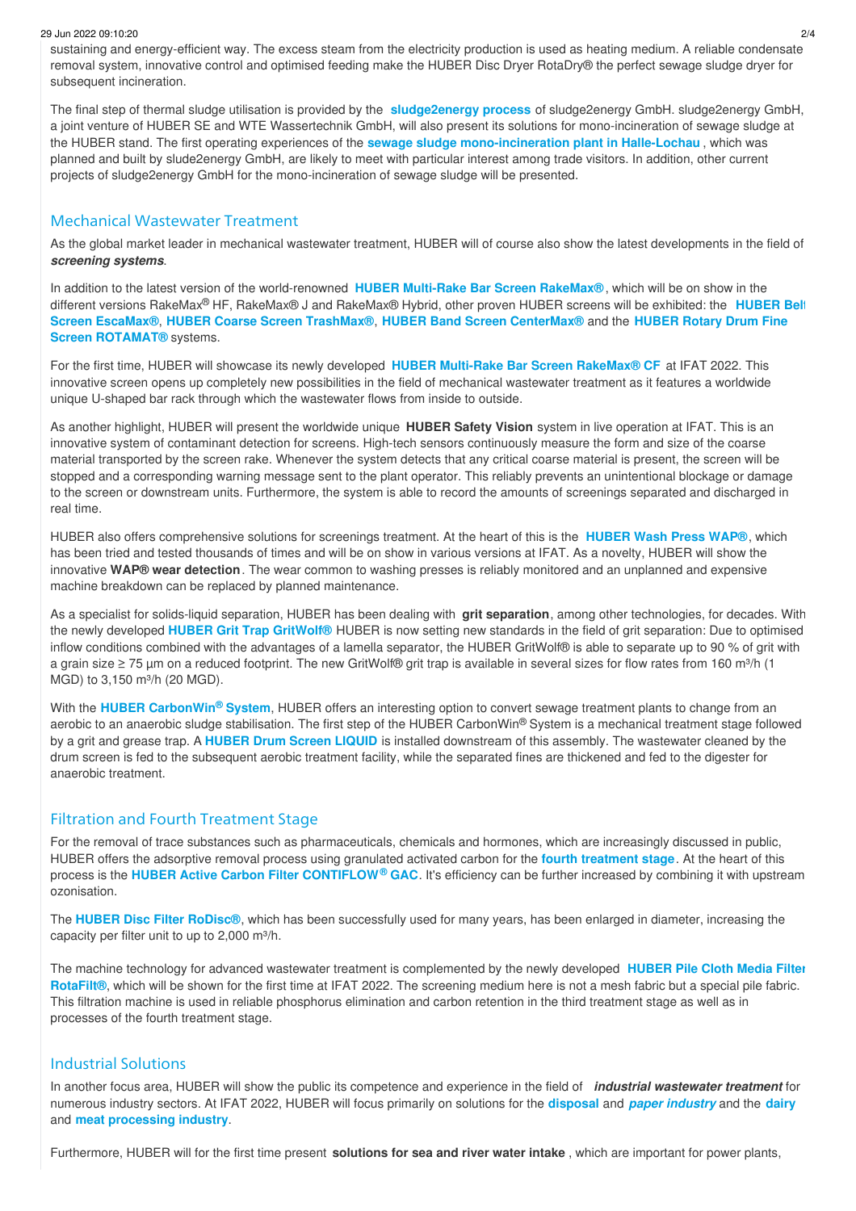sustaining and energy-efficient way. The excess steam from the electricity production is used as heating medium. A reliable condensate removal system, innovative control and optimised feeding make the HUBER Disc Dryer RotaDry® the perfect sewage sludge dryer for subsequent incineration.

The final step of thermal sludge utilisation is provided by the **sludge2energy process** of sludge2energy GmbH. sludge2energy GmbH, a joint venture of HUBER SE and WTE Wassertechnik GmbH, will also present its solutions for mono-incineration of sewage sludge at the HUBER stand. The first operating experiences of the **sewage sludge mono-incineration plant in Halle-Lochau**, which was planned and built by sludge2energy GmbH, are likely to meet with particular interest among trade visitors. In addition, other current projects of sludge2energy GmbH for the mono-incineration of sewage sludge will be presented.

## Mechanical Wastewater Treatment

As the global market leader in mechanical wastewater treatment, HUBER will of course also show the latest developments in the field of ***screening systems***.

In addition to the latest version of the world-renowned **HUBER Multi-Rake Bar Screen RakeMax®**, which will be on show in the different versions RakeMax® HF, RakeMax® J and RakeMax® Hybrid, other proven HUBER screens will be exhibited: the **HUBER Belt Screen EscaMax®**, **HUBER Coarse Screen TrashMax®**, **HUBER Band Screen CenterMax®** and the **HUBER Rotary Drum Fine Screen ROTAMAT®** systems.

For the first time, HUBER will showcase its newly developed **HUBER Multi-Rake Bar Screen RakeMax® CF** at IFAT 2022. This innovative screen opens up completely new possibilities in the field of mechanical wastewater treatment as it features a worldwide unique U-shaped bar rack through which the wastewater flows from inside to outside.

As another highlight, HUBER will present the worldwide unique **HUBER Safety Vision** system in live operation at IFAT. This is an innovative system of contaminant detection for screens. High-tech sensors continuously measure the form and size of the coarse material transported by the screen rake. Whenever the system detects that any critical coarse material is present, the screen will be stopped and a corresponding warning message sent to the plant operator. This reliably prevents an unintentional blockage or damage to the screen or downstream units. Furthermore, the system is able to record the amounts of screenings separated and discharged in real time.

HUBER also offers comprehensive solutions for screenings treatment. At the heart of this is the **HUBER Wash Press WAP®**, which has been tried and tested thousands of times and will be on show in various versions at IFAT. As a novelty, HUBER will show the innovative **WAP® wear detection**. The wear common to washing presses is reliably monitored and an unplanned and expensive machine breakdown can be replaced by planned maintenance.

As a specialist for solids-liquid separation, HUBER has been dealing with **grit separation**, among other technologies, for decades. With the newly developed **HUBER Grit Trap GritWolf®** HUBER is now setting new standards in the field of grit separation: Due to optimised inflow conditions combined with the advantages of a lamella separator, the HUBER GritWolf® is able to separate up to 90 % of grit with a grain size ≥ 75 µm on a reduced footprint. The new GritWolf® grit trap is available in several sizes for flow rates from 160 m³/h (1 MGD) to 3,150 m³/h (20 MGD).

With the **HUBER CarbonWin® System**, HUBER offers an interesting option to convert sewage treatment plants to change from an aerobic to an anaerobic sludge stabilisation. The first step of the HUBER CarbonWin® System is a mechanical treatment stage followed by a grit and grease trap. A **HUBER Drum Screen LIQUID** is installed downstream of this assembly. The wastewater cleaned by the drum screen is fed to the subsequent aerobic treatment facility, while the separated fines are thickened and fed to the digester for anaerobic treatment.

## Filtration and Fourth Treatment Stage

For the removal of trace substances such as pharmaceuticals, chemicals and hormones, which are increasingly discussed in public, HUBER offers the adsorptive removal process using granulated activated carbon for the **fourth treatment stage**. At the heart of this process is the **HUBER Active Carbon Filter CONTIFLOW® GAC**. It's efficiency can be further increased by combining it with upstream ozonisation.

The **HUBER Disc Filter RoDisc®**, which has been successfully used for many years, has been enlarged in diameter, increasing the capacity per filter unit to up to 2,000 m³/h.

The machine technology for advanced wastewater treatment is complemented by the newly developed **HUBER Pile Cloth Media Filter RotaFilt®**, which will be shown for the first time at IFAT 2022. The screening medium here is not a mesh fabric but a special pile fabric. This filtration machine is used in reliable phosphorus elimination and carbon retention in the third treatment stage as well as in processes of the fourth treatment stage.

## Industrial Solutions

In another focus area, HUBER will show the public its competence and experience in the field of ***industrial wastewater treatment*** for numerous industry sectors. At IFAT 2022, HUBER will focus primarily on solutions for the **disposal** and ***paper industry*** and the **dairy** and **meat processing industry**.

Furthermore, HUBER will for the first time present **solutions for sea and river water intake**, which are important for power plants,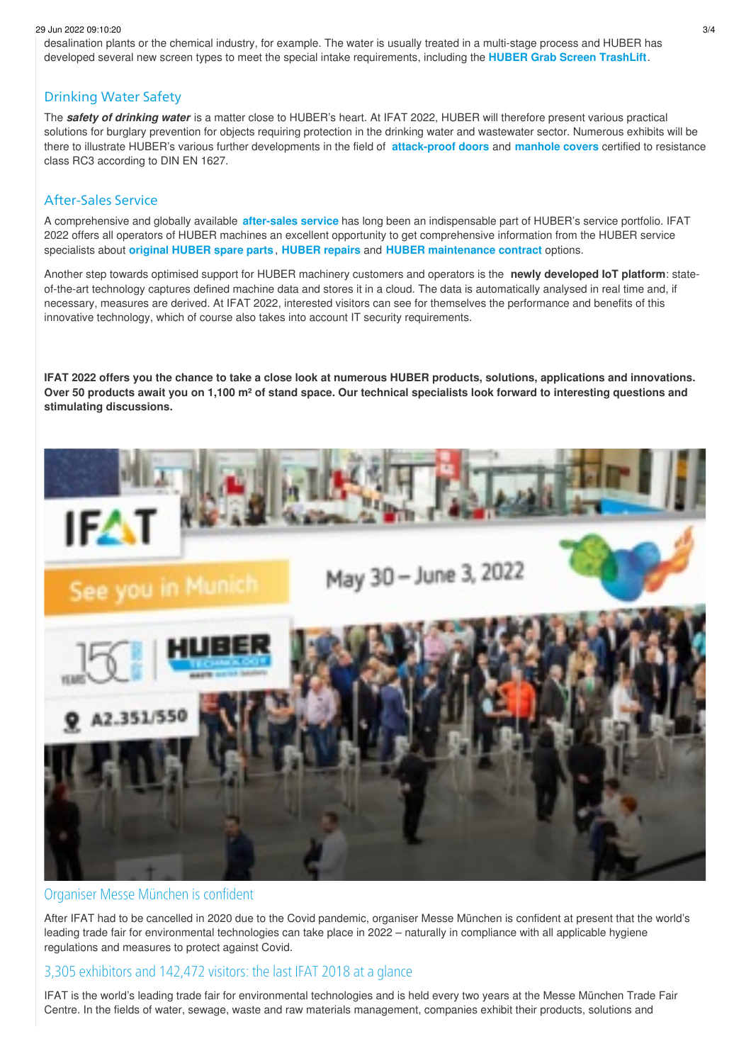desalination plants or the chemical industry, for example. The water is usually treated in a multi-stage process and HUBER has developed several new screen types to meet the special intake requirements, including the **HUBER Grab Screen TrashLift**.

## Drinking Water Safety

The ***safety of drinking water*** is a matter close to HUBER's heart. At IFAT 2022, HUBER will therefore present various practical solutions for burglary prevention for objects requiring protection in the drinking water and wastewater sector. Numerous exhibits will be there to illustrate HUBER's various further developments in the field of **attack-proof doors** and **manhole covers** certified to resistance class RC3 according to DIN EN 1627.

## After-Sales Service

A comprehensive and globally available **after-sales service** has long been an indispensable part of HUBER's service portfolio. IFAT 2022 offers all operators of HUBER machines an excellent opportunity to get comprehensive information from the HUBER service specialists about **original HUBER spare parts**, **HUBER repairs** and **HUBER maintenance contract** options.

Another step towards optimised support for HUBER machinery customers and operators is the **newly developed IoT platform**: state-of-the-art technology captures defined machine data and stores it in a cloud. The data is automatically analysed in real time and, if necessary, measures are derived. At IFAT 2022, interested visitors can see for themselves the performance and benefits of this innovative technology, which of course also takes into account IT security requirements.

**IFAT 2022 offers you the chance to take a close look at numerous HUBER products, solutions, applications and innovations. Over 50 products await you on 1,100 m² of stand space. Our technical specialists look forward to interesting questions and stimulating discussions.**

## Organiser Messe München is confident

After IFAT had to be cancelled in 2020 due to the Covid pandemic, organiser Messe München is confident at present that the world's leading trade fair for environmental technologies can take place in 2022 – naturally in compliance with all applicable hygiene regulations and measures to protect against Covid.

## 3,305 exhibitors and 142,472 visitors: the last IFAT 2018 at a glance

IFAT is the world's leading trade fair for environmental technologies and is held every two years at the Messe München Trade Fair Centre. In the fields of water, sewage, waste and raw materials management, companies exhibit their products, solutions and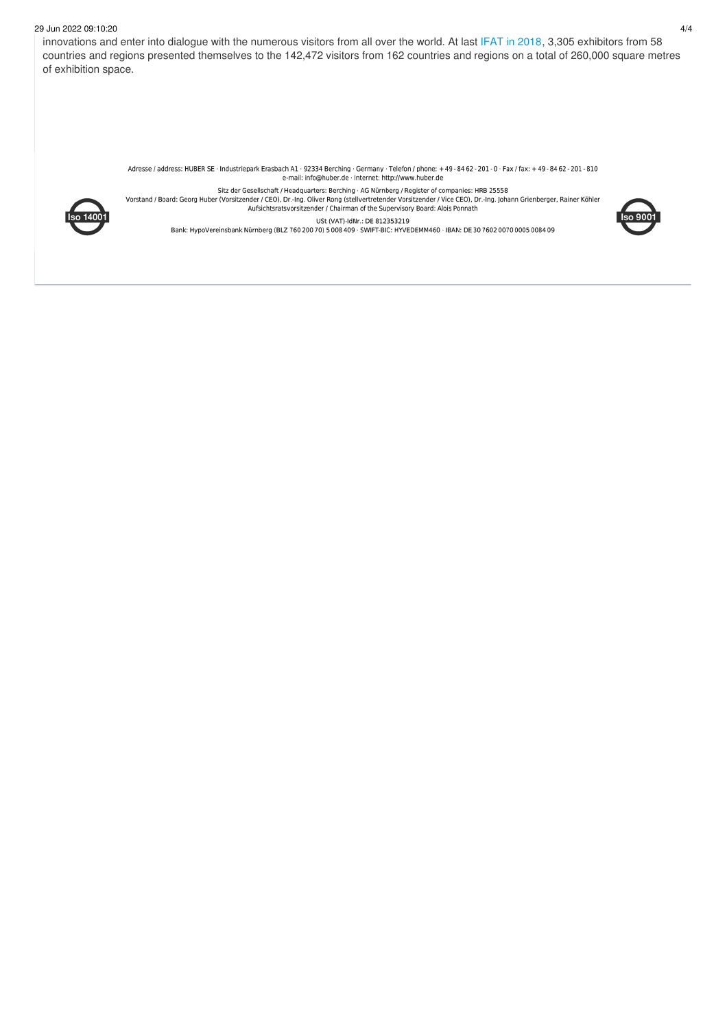innovations and enter into dialogue with the numerous visitors from all over the world. At last IFAT in 2018, 3,305 exhibitors from 58 countries and regions presented themselves to the 142,472 visitors from 162 countries and regions on a total of 260,000 square metres of exhibition space.

Adresse / address: HUBER SE · Industriepark Erasbach A1 · 92334 Berching · Germany · Telefon / phone: + 49 - 84 62 - 201 - 0 · Fax / fax: + 49 - 84 62 - 201 - 810
e-mail: info@huber.de · Internet: http://www.huber.de

Sitz der Gesellschaft / Headquarters: Berching · AG Nürnberg / Register of companies: HRB 25558
Vorstand / Board: Georg Huber (Vorsitzender / CEO), Dr.-Ing. Oliver Rong (stellvertretender Vorsitzender / Vice CEO), Dr.-Ing. Johann Grienberger, Rainer Köhler
Aufsichtsratsvorsitzender / Chairman of the Supervisory Board: Alois Ponnath

Iso 14001

USt (VAT)-IdNr.: DE 812353219
Bank: HypoVereinsbank Nürnberg (BLZ 760 200 70) 5 008 409 · SWIFT-BIC: HYVEDEMM460 · IBAN: DE 30 7602 0070 0005 0084 09

Iso 9001